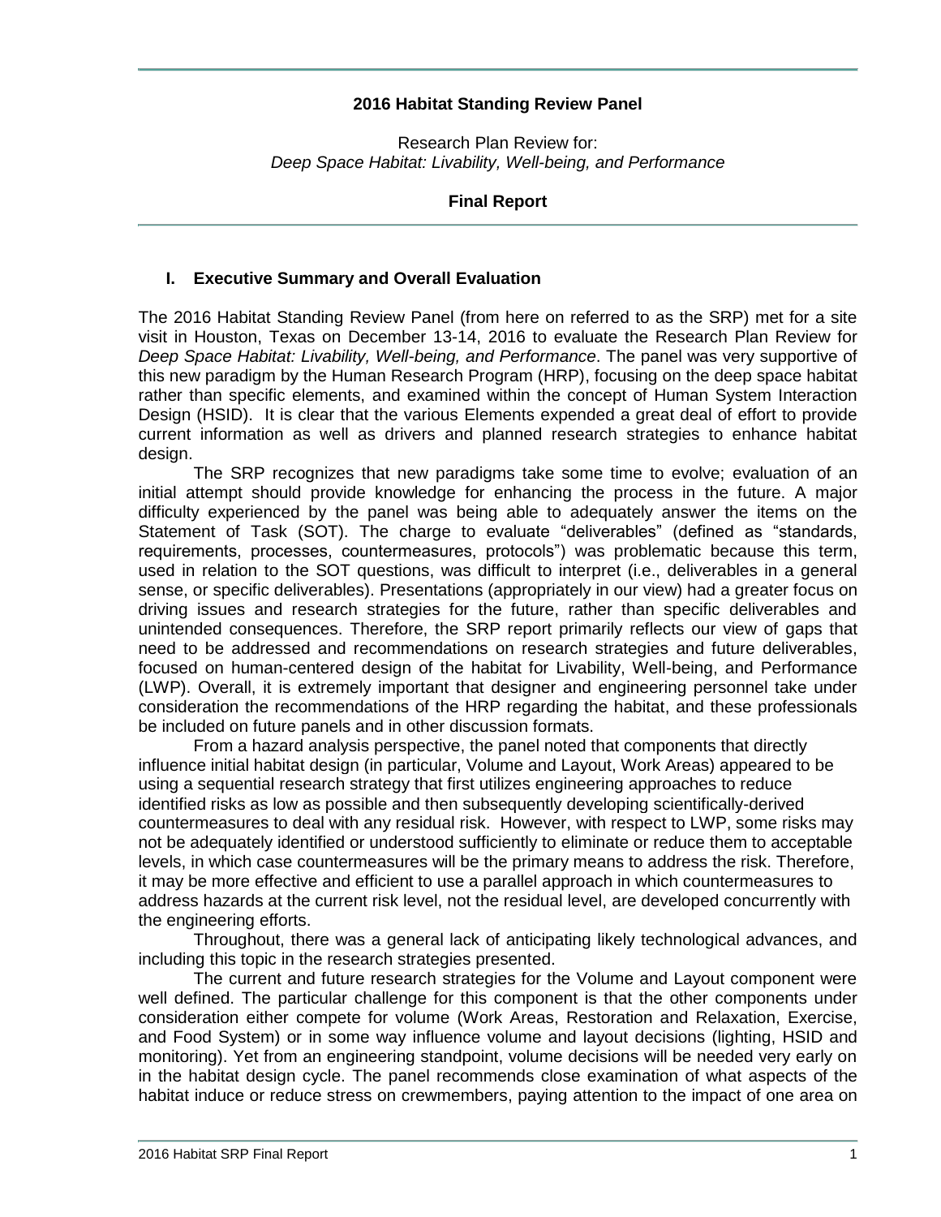**2016 Habitat Standing Review Panel**

Research Plan Review for:
*Deep Space Habitat: Livability, Well-being, and Performance*

**Final Report**

## I. Executive Summary and Overall Evaluation

The 2016 Habitat Standing Review Panel (from here on referred to as the SRP) met for a site visit in Houston, Texas on December 13-14, 2016 to evaluate the Research Plan Review for *Deep Space Habitat: Livability, Well-being, and Performance*. The panel was very supportive of this new paradigm by the Human Research Program (HRP), focusing on the deep space habitat rather than specific elements, and examined within the concept of Human System Interaction Design (HSID). It is clear that the various Elements expended a great deal of effort to provide current information as well as drivers and planned research strategies to enhance habitat design.

The SRP recognizes that new paradigms take some time to evolve; evaluation of an initial attempt should provide knowledge for enhancing the process in the future. A major difficulty experienced by the panel was being able to adequately answer the items on the Statement of Task (SOT). The charge to evaluate "deliverables" (defined as "standards, requirements, processes, countermeasures, protocols") was problematic because this term, used in relation to the SOT questions, was difficult to interpret (i.e., deliverables in a general sense, or specific deliverables). Presentations (appropriately in our view) had a greater focus on driving issues and research strategies for the future, rather than specific deliverables and unintended consequences. Therefore, the SRP report primarily reflects our view of gaps that need to be addressed and recommendations on research strategies and future deliverables, focused on human-centered design of the habitat for Livability, Well-being, and Performance (LWP). Overall, it is extremely important that designer and engineering personnel take under consideration the recommendations of the HRP regarding the habitat, and these professionals be included on future panels and in other discussion formats.

From a hazard analysis perspective, the panel noted that components that directly influence initial habitat design (in particular, Volume and Layout, Work Areas) appeared to be using a sequential research strategy that first utilizes engineering approaches to reduce identified risks as low as possible and then subsequently developing scientifically-derived countermeasures to deal with any residual risk. However, with respect to LWP, some risks may not be adequately identified or understood sufficiently to eliminate or reduce them to acceptable levels, in which case countermeasures will be the primary means to address the risk. Therefore, it may be more effective and efficient to use a parallel approach in which countermeasures to address hazards at the current risk level, not the residual level, are developed concurrently with the engineering efforts.

Throughout, there was a general lack of anticipating likely technological advances, and including this topic in the research strategies presented.

The current and future research strategies for the Volume and Layout component were well defined. The particular challenge for this component is that the other components under consideration either compete for volume (Work Areas, Restoration and Relaxation, Exercise, and Food System) or in some way influence volume and layout decisions (lighting, HSID and monitoring). Yet from an engineering standpoint, volume decisions will be needed very early on in the habitat design cycle. The panel recommends close examination of what aspects of the habitat induce or reduce stress on crewmembers, paying attention to the impact of one area on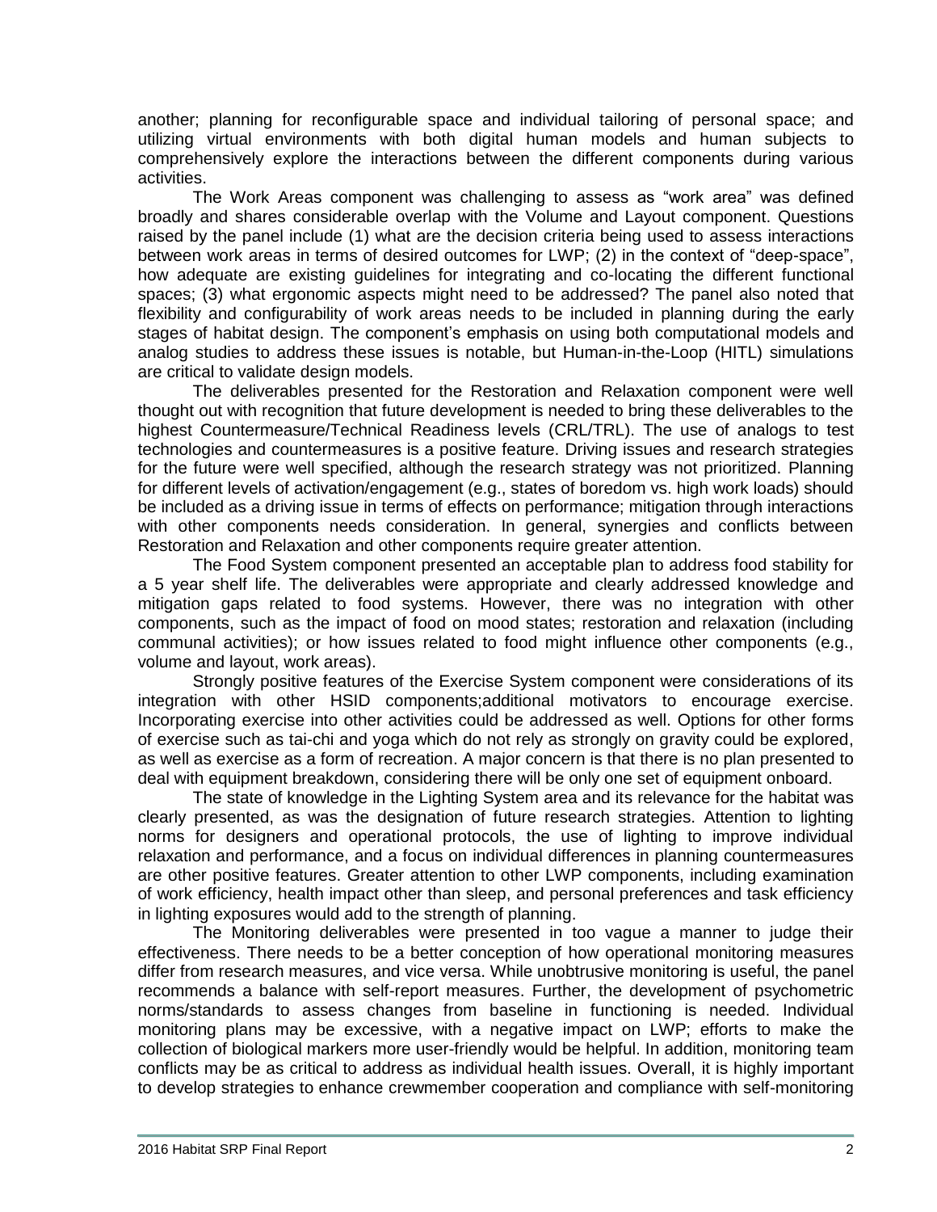another; planning for reconfigurable space and individual tailoring of personal space; and utilizing virtual environments with both digital human models and human subjects to comprehensively explore the interactions between the different components during various activities.

The Work Areas component was challenging to assess as "work area" was defined broadly and shares considerable overlap with the Volume and Layout component. Questions raised by the panel include (1) what are the decision criteria being used to assess interactions between work areas in terms of desired outcomes for LWP; (2) in the context of "deep-space", how adequate are existing guidelines for integrating and co-locating the different functional spaces; (3) what ergonomic aspects might need to be addressed? The panel also noted that flexibility and configurability of work areas needs to be included in planning during the early stages of habitat design. The component's emphasis on using both computational models and analog studies to address these issues is notable, but Human-in-the-Loop (HITL) simulations are critical to validate design models.

The deliverables presented for the Restoration and Relaxation component were well thought out with recognition that future development is needed to bring these deliverables to the highest Countermeasure/Technical Readiness levels (CRL/TRL). The use of analogs to test technologies and countermeasures is a positive feature. Driving issues and research strategies for the future were well specified, although the research strategy was not prioritized. Planning for different levels of activation/engagement (e.g., states of boredom vs. high work loads) should be included as a driving issue in terms of effects on performance; mitigation through interactions with other components needs consideration. In general, synergies and conflicts between Restoration and Relaxation and other components require greater attention.

The Food System component presented an acceptable plan to address food stability for a 5 year shelf life. The deliverables were appropriate and clearly addressed knowledge and mitigation gaps related to food systems. However, there was no integration with other components, such as the impact of food on mood states; restoration and relaxation (including communal activities); or how issues related to food might influence other components (e.g., volume and layout, work areas).

Strongly positive features of the Exercise System component were considerations of its integration with other HSID components;additional motivators to encourage exercise. Incorporating exercise into other activities could be addressed as well. Options for other forms of exercise such as tai-chi and yoga which do not rely as strongly on gravity could be explored, as well as exercise as a form of recreation. A major concern is that there is no plan presented to deal with equipment breakdown, considering there will be only one set of equipment onboard.

The state of knowledge in the Lighting System area and its relevance for the habitat was clearly presented, as was the designation of future research strategies. Attention to lighting norms for designers and operational protocols, the use of lighting to improve individual relaxation and performance, and a focus on individual differences in planning countermeasures are other positive features. Greater attention to other LWP components, including examination of work efficiency, health impact other than sleep, and personal preferences and task efficiency in lighting exposures would add to the strength of planning.

The Monitoring deliverables were presented in too vague a manner to judge their effectiveness. There needs to be a better conception of how operational monitoring measures differ from research measures, and vice versa. While unobtrusive monitoring is useful, the panel recommends a balance with self-report measures. Further, the development of psychometric norms/standards to assess changes from baseline in functioning is needed. Individual monitoring plans may be excessive, with a negative impact on LWP; efforts to make the collection of biological markers more user-friendly would be helpful. In addition, monitoring team conflicts may be as critical to address as individual health issues. Overall, it is highly important to develop strategies to enhance crewmember cooperation and compliance with self-monitoring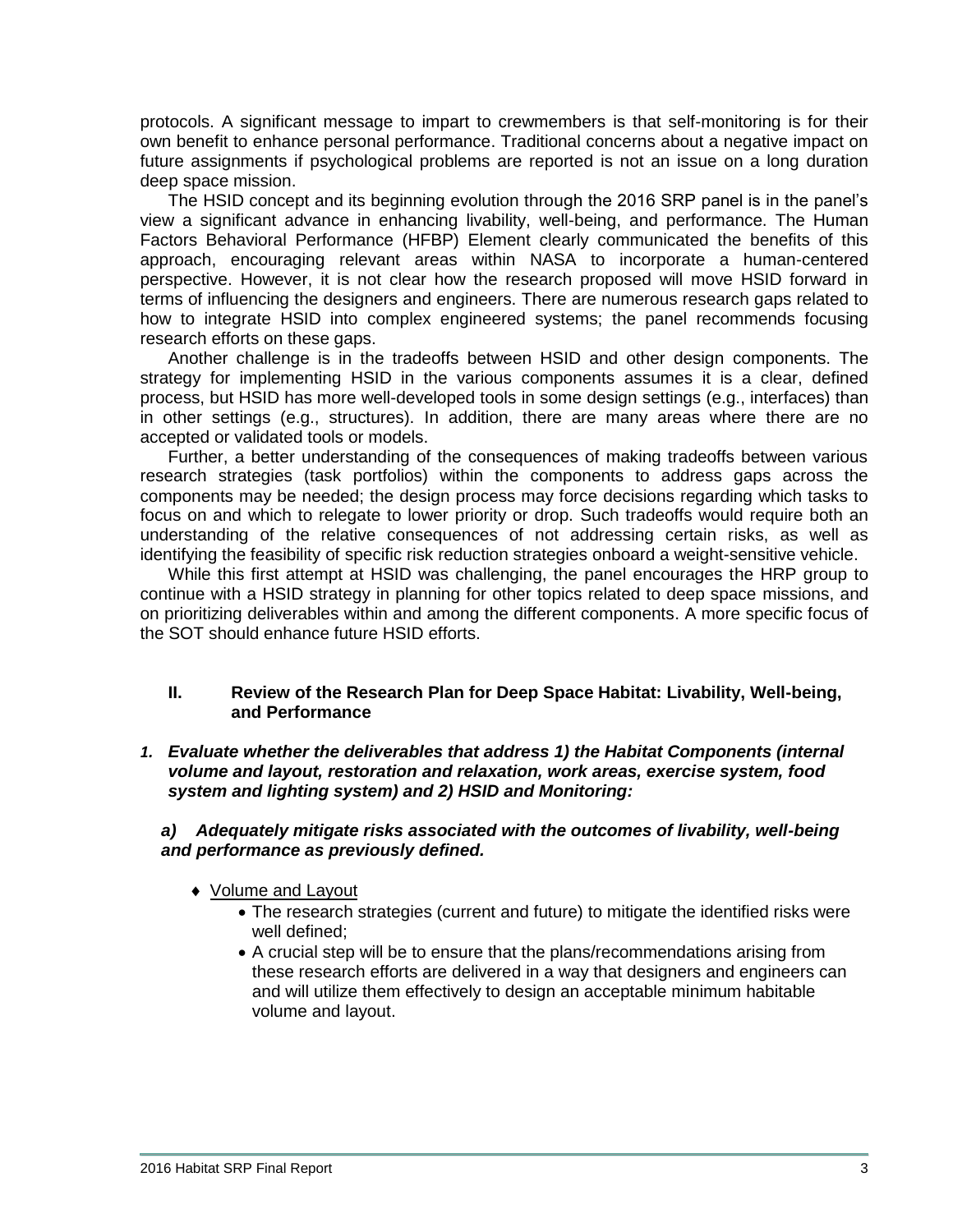protocols. A significant message to impart to crewmembers is that self-monitoring is for their own benefit to enhance personal performance. Traditional concerns about a negative impact on future assignments if psychological problems are reported is not an issue on a long duration deep space mission.

The HSID concept and its beginning evolution through the 2016 SRP panel is in the panel's view a significant advance in enhancing livability, well-being, and performance. The Human Factors Behavioral Performance (HFBP) Element clearly communicated the benefits of this approach, encouraging relevant areas within NASA to incorporate a human-centered perspective. However, it is not clear how the research proposed will move HSID forward in terms of influencing the designers and engineers. There are numerous research gaps related to how to integrate HSID into complex engineered systems; the panel recommends focusing research efforts on these gaps.

Another challenge is in the tradeoffs between HSID and other design components. The strategy for implementing HSID in the various components assumes it is a clear, defined process, but HSID has more well-developed tools in some design settings (e.g., interfaces) than in other settings (e.g., structures). In addition, there are many areas where there are no accepted or validated tools or models.

Further, a better understanding of the consequences of making tradeoffs between various research strategies (task portfolios) within the components to address gaps across the components may be needed; the design process may force decisions regarding which tasks to focus on and which to relegate to lower priority or drop. Such tradeoffs would require both an understanding of the relative consequences of not addressing certain risks, as well as identifying the feasibility of specific risk reduction strategies onboard a weight-sensitive vehicle.

While this first attempt at HSID was challenging, the panel encourages the HRP group to continue with a HSID strategy in planning for other topics related to deep space missions, and on prioritizing deliverables within and among the different components. A more specific focus of the SOT should enhance future HSID efforts.

## II. Review of the Research Plan for Deep Space Habitat: Livability, Well-being, and Performance

***1. Evaluate whether the deliverables that address 1) the Habitat Components (internal volume and layout, restoration and relaxation, work areas, exercise system, food system and lighting system) and 2) HSID and Monitoring:***

***a) Adequately mitigate risks associated with the outcomes of livability, well-being and performance as previously defined.***

- Volume and Layout
  - The research strategies (current and future) to mitigate the identified risks were well defined;
  - A crucial step will be to ensure that the plans/recommendations arising from these research efforts are delivered in a way that designers and engineers can and will utilize them effectively to design an acceptable minimum habitable volume and layout.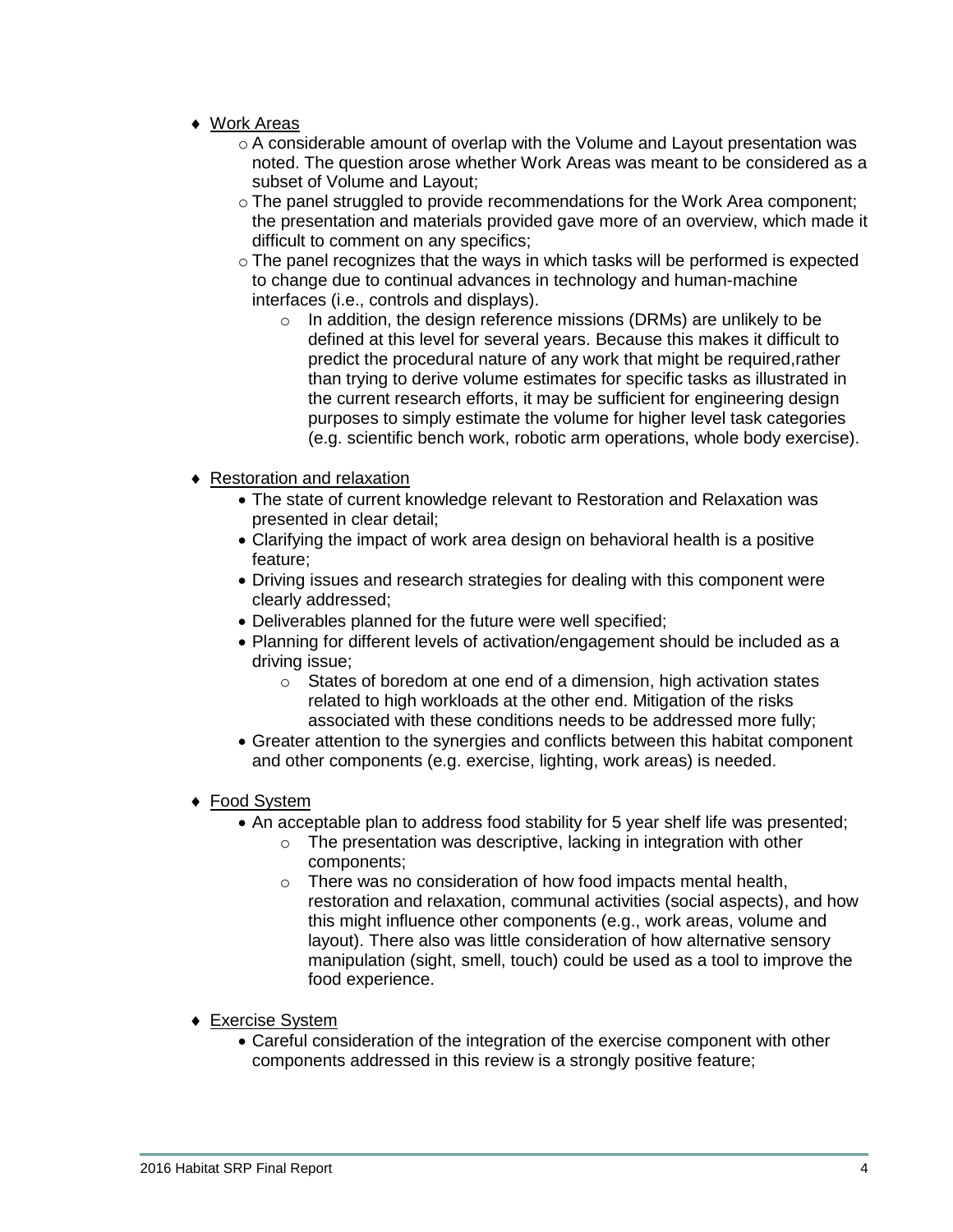- Work Areas
  - A considerable amount of overlap with the Volume and Layout presentation was noted. The question arose whether Work Areas was meant to be considered as a subset of Volume and Layout;
  - The panel struggled to provide recommendations for the Work Area component; the presentation and materials provided gave more of an overview, which made it difficult to comment on any specifics;
  - The panel recognizes that the ways in which tasks will be performed is expected to change due to continual advances in technology and human-machine interfaces (i.e., controls and displays).
    - In addition, the design reference missions (DRMs) are unlikely to be defined at this level for several years. Because this makes it difficult to predict the procedural nature of any work that might be required,rather than trying to derive volume estimates for specific tasks as illustrated in the current research efforts, it may be sufficient for engineering design purposes to simply estimate the volume for higher level task categories (e.g. scientific bench work, robotic arm operations, whole body exercise).

- Restoration and relaxation
  - The state of current knowledge relevant to Restoration and Relaxation was presented in clear detail;
  - Clarifying the impact of work area design on behavioral health is a positive feature;
  - Driving issues and research strategies for dealing with this component were clearly addressed;
  - Deliverables planned for the future were well specified;
  - Planning for different levels of activation/engagement should be included as a driving issue;
    - States of boredom at one end of a dimension, high activation states related to high workloads at the other end. Mitigation of the risks associated with these conditions needs to be addressed more fully;
  - Greater attention to the synergies and conflicts between this habitat component and other components (e.g. exercise, lighting, work areas) is needed.

- Food System
  - An acceptable plan to address food stability for 5 year shelf life was presented;
    - The presentation was descriptive, lacking in integration with other components;
    - There was no consideration of how food impacts mental health, restoration and relaxation, communal activities (social aspects), and how this might influence other components (e.g., work areas, volume and layout). There also was little consideration of how alternative sensory manipulation (sight, smell, touch) could be used as a tool to improve the food experience.

- Exercise System
  - Careful consideration of the integration of the exercise component with other components addressed in this review is a strongly positive feature;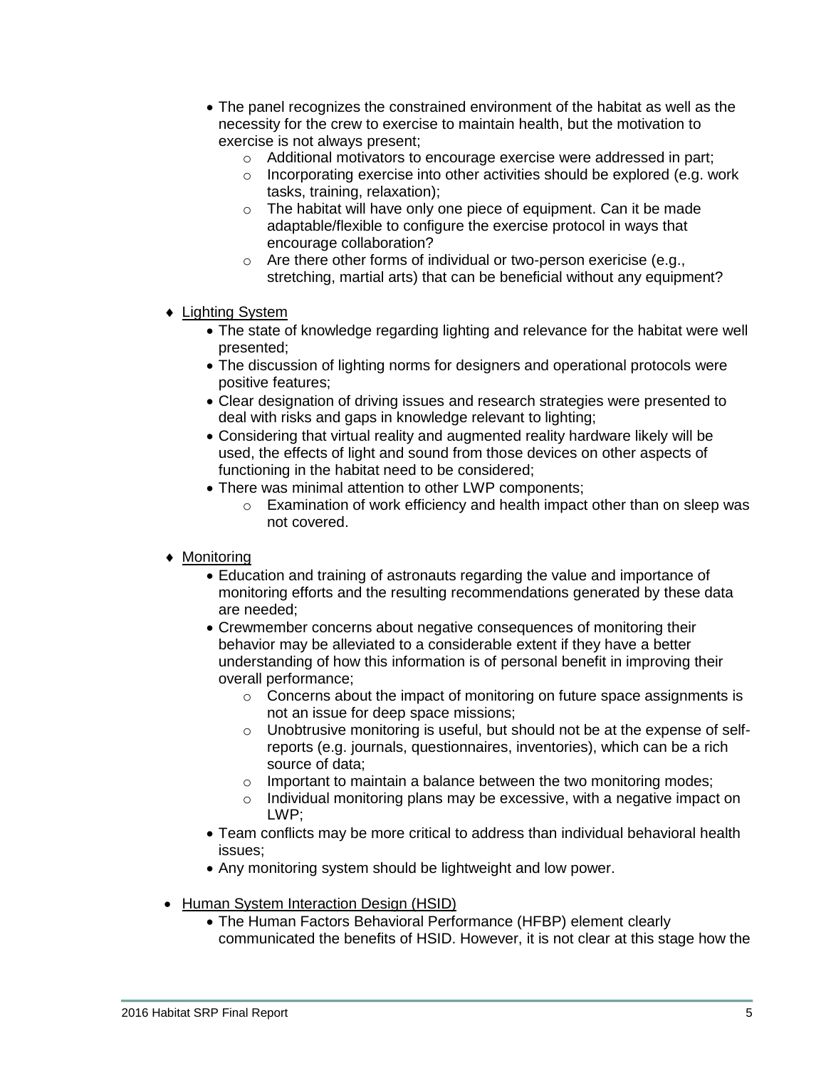- The panel recognizes the constrained environment of the habitat as well as the necessity for the crew to exercise to maintain health, but the motivation to exercise is not always present;
    - Additional motivators to encourage exercise were addressed in part;
    - Incorporating exercise into other activities should be explored (e.g. work tasks, training, relaxation);
    - The habitat will have only one piece of equipment. Can it be made adaptable/flexible to configure the exercise protocol in ways that encourage collaboration?
    - Are there other forms of individual or two-person exericise (e.g., stretching, martial arts) that can be beneficial without any equipment?

- Lighting System
    - The state of knowledge regarding lighting and relevance for the habitat were well presented;
    - The discussion of lighting norms for designers and operational protocols were positive features;
    - Clear designation of driving issues and research strategies were presented to deal with risks and gaps in knowledge relevant to lighting;
    - Considering that virtual reality and augmented reality hardware likely will be used, the effects of light and sound from those devices on other aspects of functioning in the habitat need to be considered;
    - There was minimal attention to other LWP components;
        - Examination of work efficiency and health impact other than on sleep was not covered.

- Monitoring
    - Education and training of astronauts regarding the value and importance of monitoring efforts and the resulting recommendations generated by these data are needed;
    - Crewmember concerns about negative consequences of monitoring their behavior may be alleviated to a considerable extent if they have a better understanding of how this information is of personal benefit in improving their overall performance;
        - Concerns about the impact of monitoring on future space assignments is not an issue for deep space missions;
        - Unobtrusive monitoring is useful, but should not be at the expense of self-reports (e.g. journals, questionnaires, inventories), which can be a rich source of data;
        - Important to maintain a balance between the two monitoring modes;
        - Individual monitoring plans may be excessive, with a negative impact on LWP;
    - Team conflicts may be more critical to address than individual behavioral health issues;
    - Any monitoring system should be lightweight and low power.

- Human System Interaction Design (HSID)
    - The Human Factors Behavioral Performance (HFBP) element clearly communicated the benefits of HSID. However, it is not clear at this stage how the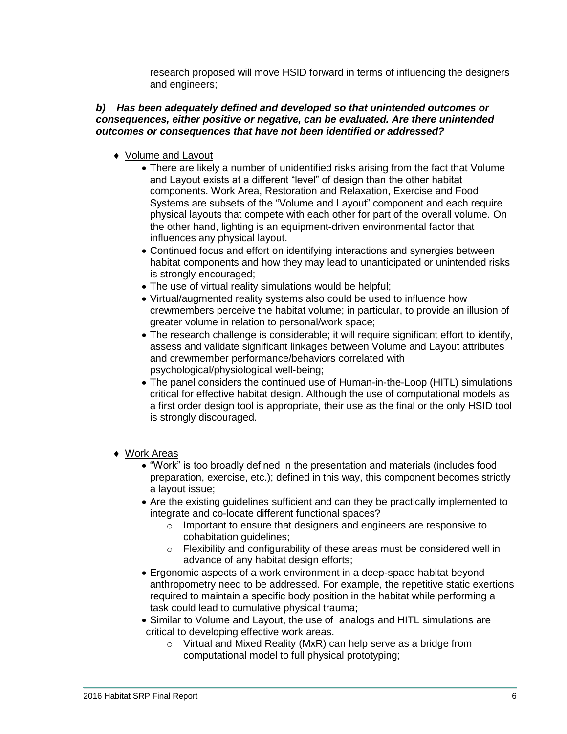research proposed will move HSID forward in terms of influencing the designers and engineers;

***b) Has been adequately defined and developed so that unintended outcomes or consequences, either positive or negative, can be evaluated. Are there unintended outcomes or consequences that have not been identified or addressed?***

- Volume and Layout
  - There are likely a number of unidentified risks arising from the fact that Volume and Layout exists at a different "level" of design than the other habitat components. Work Area, Restoration and Relaxation, Exercise and Food Systems are subsets of the "Volume and Layout" component and each require physical layouts that compete with each other for part of the overall volume. On the other hand, lighting is an equipment-driven environmental factor that influences any physical layout.
  - Continued focus and effort on identifying interactions and synergies between habitat components and how they may lead to unanticipated or unintended risks is strongly encouraged;
  - The use of virtual reality simulations would be helpful;
  - Virtual/augmented reality systems also could be used to influence how crewmembers perceive the habitat volume; in particular, to provide an illusion of greater volume in relation to personal/work space;
  - The research challenge is considerable; it will require significant effort to identify, assess and validate significant linkages between Volume and Layout attributes and crewmember performance/behaviors correlated with psychological/physiological well-being;
  - The panel considers the continued use of Human-in-the-Loop (HITL) simulations critical for effective habitat design. Although the use of computational models as a first order design tool is appropriate, their use as the final or the only HSID tool is strongly discouraged.

- Work Areas
  - "Work" is too broadly defined in the presentation and materials (includes food preparation, exercise, etc.); defined in this way, this component becomes strictly a layout issue;
  - Are the existing guidelines sufficient and can they be practically implemented to integrate and co-locate different functional spaces?
    - Important to ensure that designers and engineers are responsive to cohabitation guidelines;
    - Flexibility and configurability of these areas must be considered well in advance of any habitat design efforts;
  - Ergonomic aspects of a work environment in a deep-space habitat beyond anthropometry need to be addressed. For example, the repetitive static exertions required to maintain a specific body position in the habitat while performing a task could lead to cumulative physical trauma;
  - Similar to Volume and Layout, the use of analogs and HITL simulations are critical to developing effective work areas.
    - Virtual and Mixed Reality (MxR) can help serve as a bridge from computational model to full physical prototyping;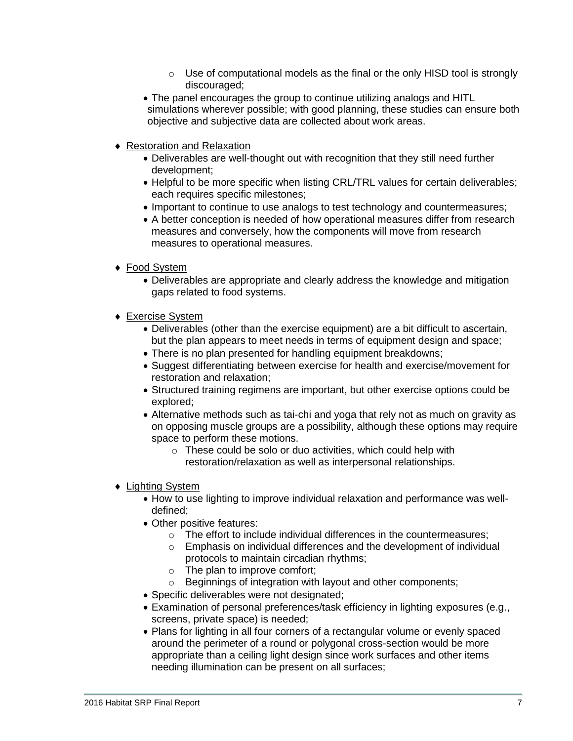- Use of computational models as the final or the only HISD tool is strongly discouraged;
  - The panel encourages the group to continue utilizing analogs and HITL simulations wherever possible; with good planning, these studies can ensure both objective and subjective data are collected about work areas.

- Restoration and Relaxation
  - Deliverables are well-thought out with recognition that they still need further development;
  - Helpful to be more specific when listing CRL/TRL values for certain deliverables; each requires specific milestones;
  - Important to continue to use analogs to test technology and countermeasures;
  - A better conception is needed of how operational measures differ from research measures and conversely, how the components will move from research measures to operational measures.

- Food System
  - Deliverables are appropriate and clearly address the knowledge and mitigation gaps related to food systems.

- Exercise System
  - Deliverables (other than the exercise equipment) are a bit difficult to ascertain, but the plan appears to meet needs in terms of equipment design and space;
  - There is no plan presented for handling equipment breakdowns;
  - Suggest differentiating between exercise for health and exercise/movement for restoration and relaxation;
  - Structured training regimens are important, but other exercise options could be explored;
  - Alternative methods such as tai-chi and yoga that rely not as much on gravity as on opposing muscle groups are a possibility, although these options may require space to perform these motions.
    - These could be solo or duo activities, which could help with restoration/relaxation as well as interpersonal relationships.

- Lighting System
  - How to use lighting to improve individual relaxation and performance was well-defined;
  - Other positive features:
    - The effort to include individual differences in the countermeasures;
    - Emphasis on individual differences and the development of individual protocols to maintain circadian rhythms;
    - The plan to improve comfort;
    - Beginnings of integration with layout and other components;
  - Specific deliverables were not designated;
  - Examination of personal preferences/task efficiency in lighting exposures (e.g., screens, private space) is needed;
  - Plans for lighting in all four corners of a rectangular volume or evenly spaced around the perimeter of a round or polygonal cross-section would be more appropriate than a ceiling light design since work surfaces and other items needing illumination can be present on all surfaces;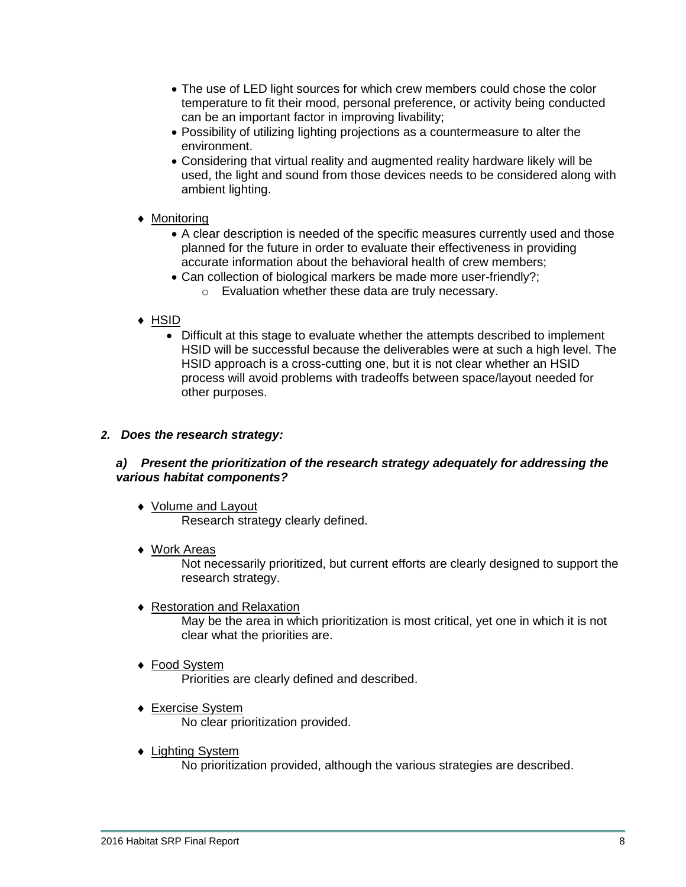- The use of LED light sources for which crew members could chose the color temperature to fit their mood, personal preference, or activity being conducted can be an important factor in improving livability;
- Possibility of utilizing lighting projections as a countermeasure to alter the environment.
- Considering that virtual reality and augmented reality hardware likely will be used, the light and sound from those devices needs to be considered along with ambient lighting.

♦ <u>Monitoring</u>

- A clear description is needed of the specific measures currently used and those planned for the future in order to evaluate their effectiveness in providing accurate information about the behavioral health of crew members;
- Can collection of biological markers be made more user-friendly?;
  - Evaluation whether these data are truly necessary.

♦ <u>HSID</u>

- Difficult at this stage to evaluate whether the attempts described to implement HSID will be successful because the deliverables were at such a high level. The HSID approach is a cross-cutting one, but it is not clear whether an HSID process will avoid problems with tradeoffs between space/layout needed for other purposes.

### *2. Does the research strategy:*

#### *a) Present the prioritization of the research strategy adequately for addressing the various habitat components?*

♦ <u>Volume and Layout</u>

Research strategy clearly defined.

♦ <u>Work Areas</u>

Not necessarily prioritized, but current efforts are clearly designed to support the research strategy.

♦ <u>Restoration and Relaxation</u>

May be the area in which prioritization is most critical, yet one in which it is not clear what the priorities are.

♦ <u>Food System</u>

Priorities are clearly defined and described.

♦ <u>Exercise System</u>

No clear prioritization provided.

♦ <u>Lighting System</u>

No prioritization provided, although the various strategies are described.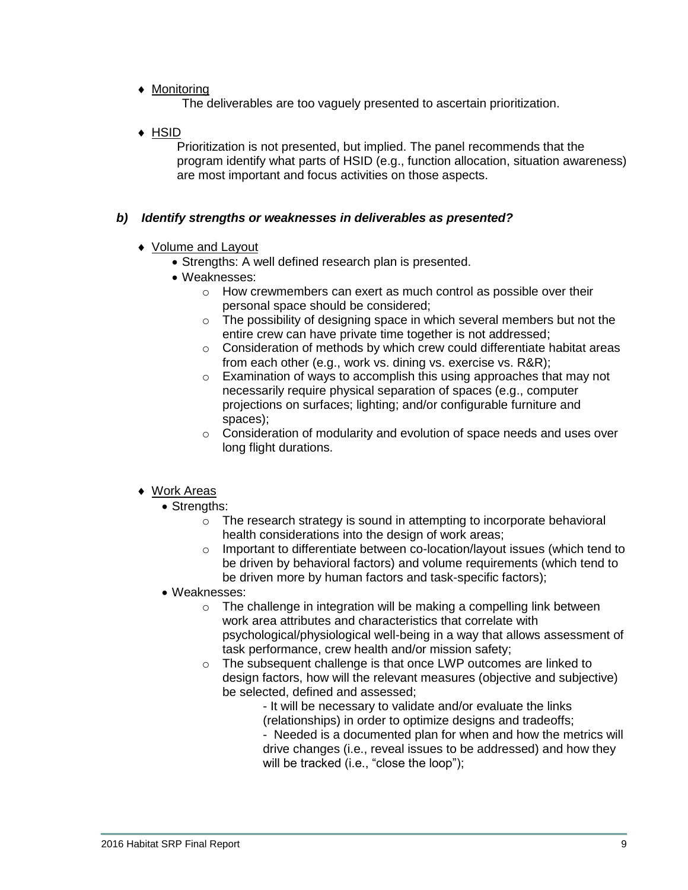- <u>Monitoring</u>

  The deliverables are too vaguely presented to ascertain prioritization.

- <u>HSID</u>

  Prioritization is not presented, but implied. The panel recommends that the program identify what parts of HSID (e.g., function allocation, situation awareness) are most important and focus activities on those aspects.

### *b) Identify strengths or weaknesses in deliverables as presented?*

- <u>Volume and Layout</u>
  - Strengths: A well defined research plan is presented.
  - Weaknesses:
    - How crewmembers can exert as much control as possible over their personal space should be considered;
    - The possibility of designing space in which several members but not the entire crew can have private time together is not addressed;
    - Consideration of methods by which crew could differentiate habitat areas from each other (e.g., work vs. dining vs. exercise vs. R&R);
    - Examination of ways to accomplish this using approaches that may not necessarily require physical separation of spaces (e.g., computer projections on surfaces; lighting; and/or configurable furniture and spaces);
    - Consideration of modularity and evolution of space needs and uses over long flight durations.

- <u>Work Areas</u>
  - Strengths:
    - The research strategy is sound in attempting to incorporate behavioral health considerations into the design of work areas;
    - Important to differentiate between co-location/layout issues (which tend to be driven by behavioral factors) and volume requirements (which tend to be driven more by human factors and task-specific factors);
  - Weaknesses:
    - The challenge in integration will be making a compelling link between work area attributes and characteristics that correlate with psychological/physiological well-being in a way that allows assessment of task performance, crew health and/or mission safety;
    - The subsequent challenge is that once LWP outcomes are linked to design factors, how will the relevant measures (objective and subjective) be selected, defined and assessed;
      - It will be necessary to validate and/or evaluate the links (relationships) in order to optimize designs and tradeoffs;
      - Needed is a documented plan for when and how the metrics will drive changes (i.e., reveal issues to be addressed) and how they will be tracked (i.e., "close the loop");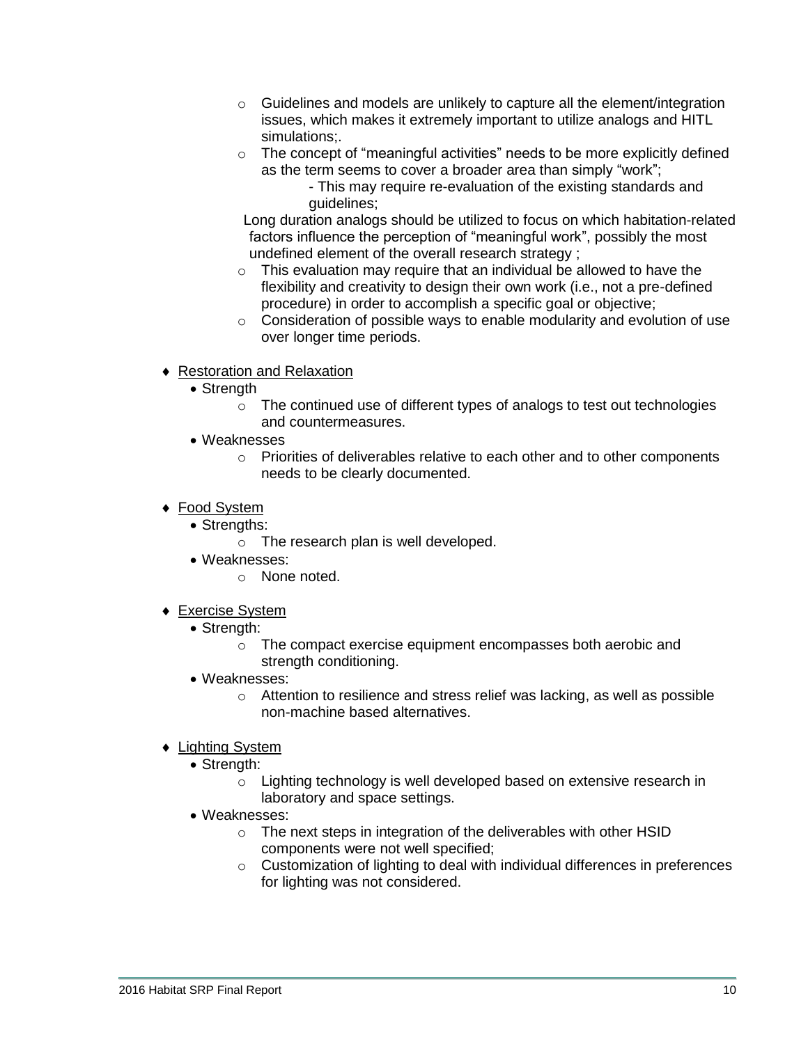- Guidelines and models are unlikely to capture all the element/integration issues, which makes it extremely important to utilize analogs and HITL simulations;.
    - The concept of "meaningful activities" needs to be more explicitly defined as the term seems to cover a broader area than simply "work";
        - This may require re-evaluation of the existing standards and guidelines;

      Long duration analogs should be utilized to focus on which habitation-related factors influence the perception of "meaningful work", possibly the most undefined element of the overall research strategy ;
    - This evaluation may require that an individual be allowed to have the flexibility and creativity to design their own work (i.e., not a pre-defined procedure) in order to accomplish a specific goal or objective;
    - Consideration of possible ways to enable modularity and evolution of use over longer time periods.

- Restoration and Relaxation
  - Strength
    - The continued use of different types of analogs to test out technologies and countermeasures.
  - Weaknesses
    - Priorities of deliverables relative to each other and to other components needs to be clearly documented.

- Food System
  - Strengths:
    - The research plan is well developed.
  - Weaknesses:
    - None noted.

- Exercise System
  - Strength:
    - The compact exercise equipment encompasses both aerobic and strength conditioning.
  - Weaknesses:
    - Attention to resilience and stress relief was lacking, as well as possible non-machine based alternatives.

- Lighting System
  - Strength:
    - Lighting technology is well developed based on extensive research in laboratory and space settings.
  - Weaknesses:
    - The next steps in integration of the deliverables with other HSID components were not well specified;
    - Customization of lighting to deal with individual differences in preferences for lighting was not considered.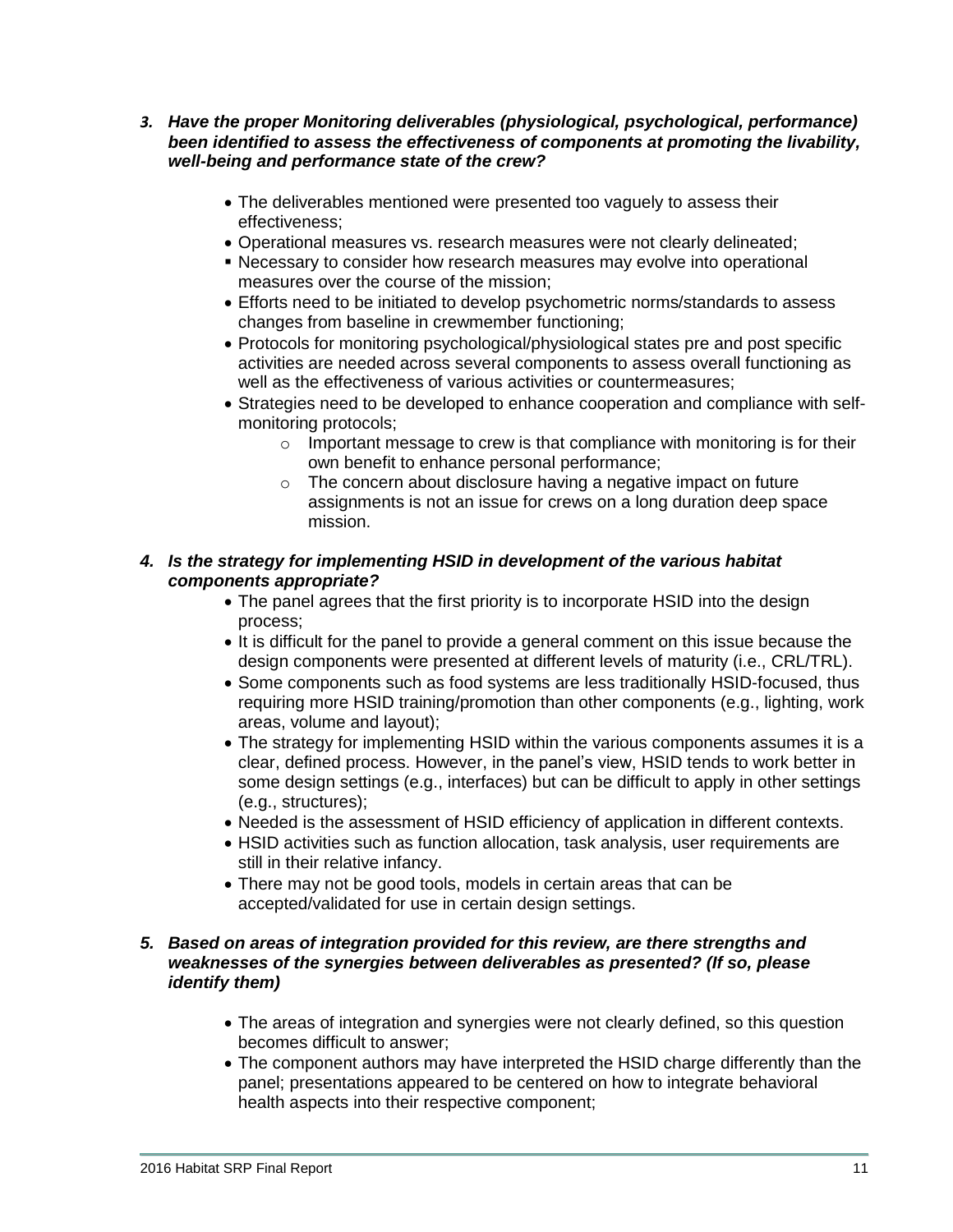***3. Have the proper Monitoring deliverables (physiological, psychological, performance) been identified to assess the effectiveness of components at promoting the livability, well-being and performance state of the crew?***

- The deliverables mentioned were presented too vaguely to assess their effectiveness;
- Operational measures vs. research measures were not clearly delineated;
- Necessary to consider how research measures may evolve into operational measures over the course of the mission;
- Efforts need to be initiated to develop psychometric norms/standards to assess changes from baseline in crewmember functioning;
- Protocols for monitoring psychological/physiological states pre and post specific activities are needed across several components to assess overall functioning as well as the effectiveness of various activities or countermeasures;
- Strategies need to be developed to enhance cooperation and compliance with self-monitoring protocols;
  - Important message to crew is that compliance with monitoring is for their own benefit to enhance personal performance;
  - The concern about disclosure having a negative impact on future assignments is not an issue for crews on a long duration deep space mission.

***4. Is the strategy for implementing HSID in development of the various habitat components appropriate?***

- The panel agrees that the first priority is to incorporate HSID into the design process;
- It is difficult for the panel to provide a general comment on this issue because the design components were presented at different levels of maturity (i.e., CRL/TRL).
- Some components such as food systems are less traditionally HSID-focused, thus requiring more HSID training/promotion than other components (e.g., lighting, work areas, volume and layout);
- The strategy for implementing HSID within the various components assumes it is a clear, defined process. However, in the panel's view, HSID tends to work better in some design settings (e.g., interfaces) but can be difficult to apply in other settings (e.g., structures);
- Needed is the assessment of HSID efficiency of application in different contexts.
- HSID activities such as function allocation, task analysis, user requirements are still in their relative infancy.
- There may not be good tools, models in certain areas that can be accepted/validated for use in certain design settings.

***5. Based on areas of integration provided for this review, are there strengths and weaknesses of the synergies between deliverables as presented? (If so, please identify them)***

- The areas of integration and synergies were not clearly defined, so this question becomes difficult to answer;
- The component authors may have interpreted the HSID charge differently than the panel; presentations appeared to be centered on how to integrate behavioral health aspects into their respective component;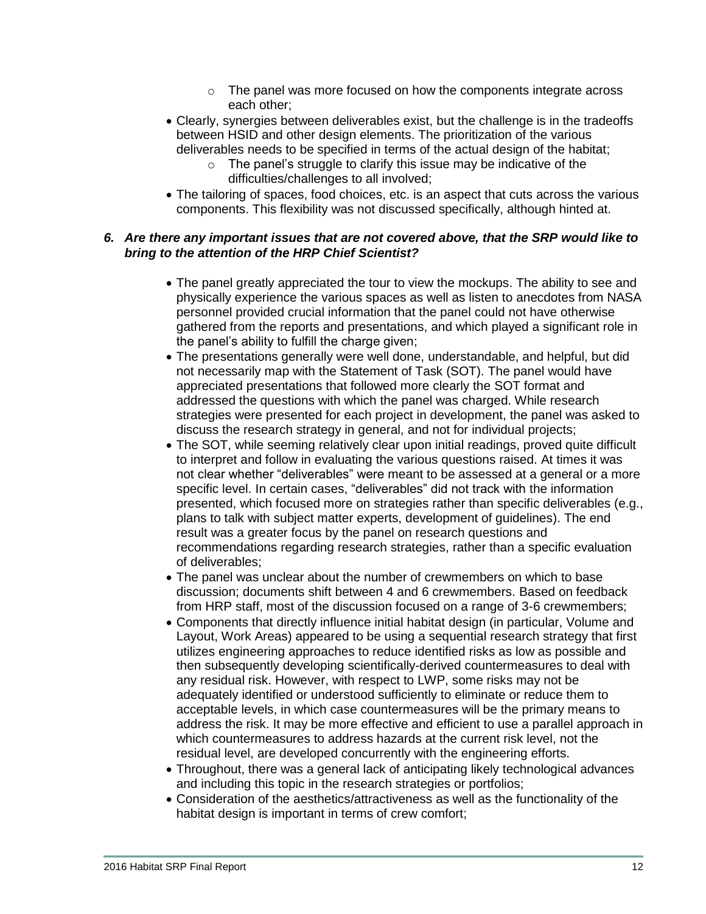- The panel was more focused on how the components integrate across each other;
- Clearly, synergies between deliverables exist, but the challenge is in the tradeoffs between HSID and other design elements. The prioritization of the various deliverables needs to be specified in terms of the actual design of the habitat;
  - The panel's struggle to clarify this issue may be indicative of the difficulties/challenges to all involved;
- The tailoring of spaces, food choices, etc. is an aspect that cuts across the various components. This flexibility was not discussed specifically, although hinted at.

***6. Are there any important issues that are not covered above, that the SRP would like to bring to the attention of the HRP Chief Scientist?***

- The panel greatly appreciated the tour to view the mockups. The ability to see and physically experience the various spaces as well as listen to anecdotes from NASA personnel provided crucial information that the panel could not have otherwise gathered from the reports and presentations, and which played a significant role in the panel's ability to fulfill the charge given;
- The presentations generally were well done, understandable, and helpful, but did not necessarily map with the Statement of Task (SOT). The panel would have appreciated presentations that followed more clearly the SOT format and addressed the questions with which the panel was charged. While research strategies were presented for each project in development, the panel was asked to discuss the research strategy in general, and not for individual projects;
- The SOT, while seeming relatively clear upon initial readings, proved quite difficult to interpret and follow in evaluating the various questions raised. At times it was not clear whether "deliverables" were meant to be assessed at a general or a more specific level. In certain cases, "deliverables" did not track with the information presented, which focused more on strategies rather than specific deliverables (e.g., plans to talk with subject matter experts, development of guidelines). The end result was a greater focus by the panel on research questions and recommendations regarding research strategies, rather than a specific evaluation of deliverables;
- The panel was unclear about the number of crewmembers on which to base discussion; documents shift between 4 and 6 crewmembers. Based on feedback from HRP staff, most of the discussion focused on a range of 3-6 crewmembers;
- Components that directly influence initial habitat design (in particular, Volume and Layout, Work Areas) appeared to be using a sequential research strategy that first utilizes engineering approaches to reduce identified risks as low as possible and then subsequently developing scientifically-derived countermeasures to deal with any residual risk. However, with respect to LWP, some risks may not be adequately identified or understood sufficiently to eliminate or reduce them to acceptable levels, in which case countermeasures will be the primary means to address the risk. It may be more effective and efficient to use a parallel approach in which countermeasures to address hazards at the current risk level, not the residual level, are developed concurrently with the engineering efforts.
- Throughout, there was a general lack of anticipating likely technological advances and including this topic in the research strategies or portfolios;
- Consideration of the aesthetics/attractiveness as well as the functionality of the habitat design is important in terms of crew comfort;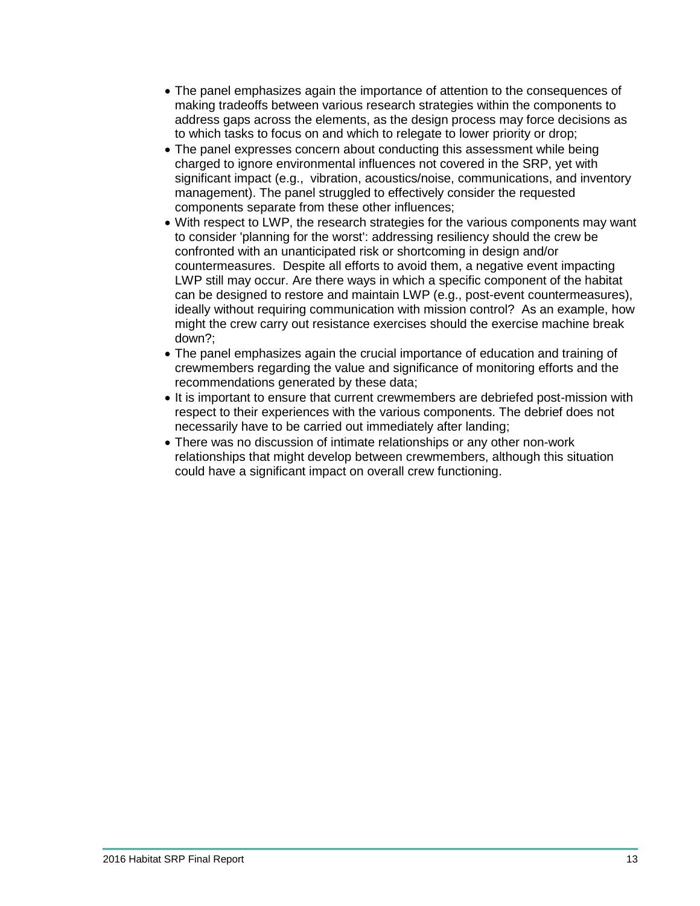- The panel emphasizes again the importance of attention to the consequences of making tradeoffs between various research strategies within the components to address gaps across the elements, as the design process may force decisions as to which tasks to focus on and which to relegate to lower priority or drop;
- The panel expresses concern about conducting this assessment while being charged to ignore environmental influences not covered in the SRP, yet with significant impact (e.g., vibration, acoustics/noise, communications, and inventory management). The panel struggled to effectively consider the requested components separate from these other influences;
- With respect to LWP, the research strategies for the various components may want to consider 'planning for the worst': addressing resiliency should the crew be confronted with an unanticipated risk or shortcoming in design and/or countermeasures. Despite all efforts to avoid them, a negative event impacting LWP still may occur. Are there ways in which a specific component of the habitat can be designed to restore and maintain LWP (e.g., post-event countermeasures), ideally without requiring communication with mission control? As an example, how might the crew carry out resistance exercises should the exercise machine break down?;
- The panel emphasizes again the crucial importance of education and training of crewmembers regarding the value and significance of monitoring efforts and the recommendations generated by these data;
- It is important to ensure that current crewmembers are debriefed post-mission with respect to their experiences with the various components. The debrief does not necessarily have to be carried out immediately after landing;
- There was no discussion of intimate relationships or any other non-work relationships that might develop between crewmembers, although this situation could have a significant impact on overall crew functioning.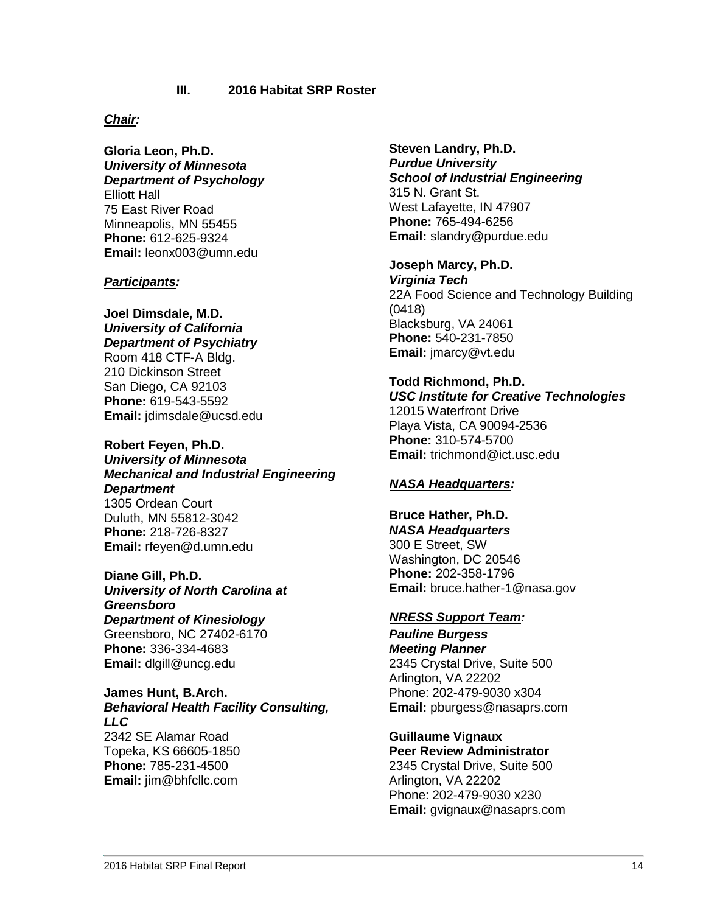## III. 2016 Habitat SRP Roster

***Chair:***

**Gloria Leon, Ph.D.**
***University of Minnesota***
***Department of Psychology***
Elliott Hall
75 East River Road
Minneapolis, MN 55455
**Phone:** 612-625-9324
**Email:** leonx003@umn.edu

***Participants:***

**Joel Dimsdale, M.D.**
***University of California***
***Department of Psychiatry***
Room 418 CTF-A Bldg.
210 Dickinson Street
San Diego, CA 92103
**Phone:** 619-543-5592
**Email:** jdimsdale@ucsd.edu

**Robert Feyen, Ph.D.**
***University of Minnesota***
***Mechanical and Industrial Engineering Department***
1305 Ordean Court
Duluth, MN 55812-3042
**Phone:** 218-726-8327
**Email:** rfeyen@d.umn.edu

**Diane Gill, Ph.D.**
***University of North Carolina at Greensboro***
***Department of Kinesiology***
Greensboro, NC 27402-6170
**Phone:** 336-334-4683
**Email:** dlgill@uncg.edu

**James Hunt, B.Arch.**
***Behavioral Health Facility Consulting, LLC***
2342 SE Alamar Road
Topeka, KS 66605-1850
**Phone:** 785-231-4500
**Email:** jim@bhfcllc.com

**Steven Landry, Ph.D.**
***Purdue University***
***School of Industrial Engineering***
315 N. Grant St.
West Lafayette, IN 47907
**Phone:** 765-494-6256
**Email:** slandry@purdue.edu

**Joseph Marcy, Ph.D.**
***Virginia Tech***
22A Food Science and Technology Building (0418)
Blacksburg, VA 24061
**Phone:** 540-231-7850
**Email:** jmarcy@vt.edu

**Todd Richmond, Ph.D.**
***USC Institute for Creative Technologies***
12015 Waterfront Drive
Playa Vista, CA 90094-2536
**Phone:** 310-574-5700
**Email:** trichmond@ict.usc.edu

***NASA Headquarters:***

**Bruce Hather, Ph.D.**
***NASA Headquarters***
300 E Street, SW
Washington, DC 20546
**Phone:** 202-358-1796
**Email:** bruce.hather-1@nasa.gov

***NRESS Support Team:***

***Pauline Burgess***
***Meeting Planner***
2345 Crystal Drive, Suite 500
Arlington, VA 22202
Phone: 202-479-9030 x304
**Email:** pburgess@nasaprs.com

**Guillaume Vignaux**
**Peer Review Administrator**
2345 Crystal Drive, Suite 500
Arlington, VA 22202
Phone: 202-479-9030 x230
**Email:** gvignaux@nasaprs.com